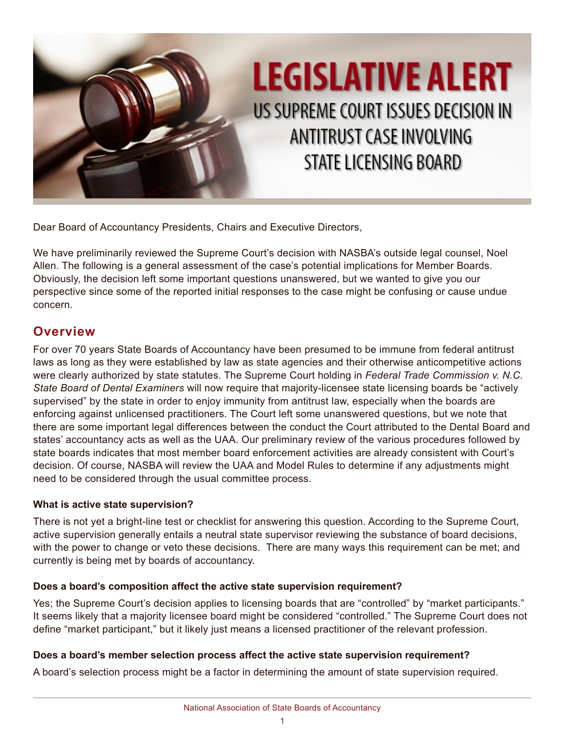# LEGISLATIVE ALERT

## US SUPREME COURT ISSUES DECISION IN ANTITRUST CASE INVOLVING STATE LICENSING BOARD

Dear Board of Accountancy Presidents, Chairs and Executive Directors,

We have preliminarily reviewed the Supreme Court's decision with NASBA's outside legal counsel, Noel Allen. The following is a general assessment of the case's potential implications for Member Boards. Obviously, the decision left some important questions unanswered, but we wanted to give you our perspective since some of the reported initial responses to the case might be confusing or cause undue concern.

## Overview

For over 70 years State Boards of Accountancy have been presumed to be immune from federal antitrust laws as long as they were established by law as state agencies and their otherwise anticompetitive actions were clearly authorized by state statutes. The Supreme Court holding in *Federal Trade Commission v. N.C. State Board of Dental Examiners* will now require that majority-licensee state licensing boards be "actively supervised" by the state in order to enjoy immunity from antitrust law, especially when the boards are enforcing against unlicensed practitioners. The Court left some unanswered questions, but we note that there are some important legal differences between the conduct the Court attributed to the Dental Board and states' accountancy acts as well as the UAA. Our preliminary review of the various procedures followed by state boards indicates that most member board enforcement activities are already consistent with Court's decision. Of course, NASBA will review the UAA and Model Rules to determine if any adjustments might need to be considered through the usual committee process.

**What is active state supervision?**

There is not yet a bright-line test or checklist for answering this question. According to the Supreme Court, active supervision generally entails a neutral state supervisor reviewing the substance of board decisions, with the power to change or veto these decisions. There are many ways this requirement can be met; and currently is being met by boards of accountancy.

**Does a board's composition affect the active state supervision requirement?**

Yes; the Supreme Court's decision applies to licensing boards that are "controlled" by "market participants." It seems likely that a majority licensee board might be considered "controlled." The Supreme Court does not define "market participant," but it likely just means a licensed practitioner of the relevant profession.

**Does a board's member selection process affect the active state supervision requirement?**

A board's selection process might be a factor in determining the amount of state supervision required.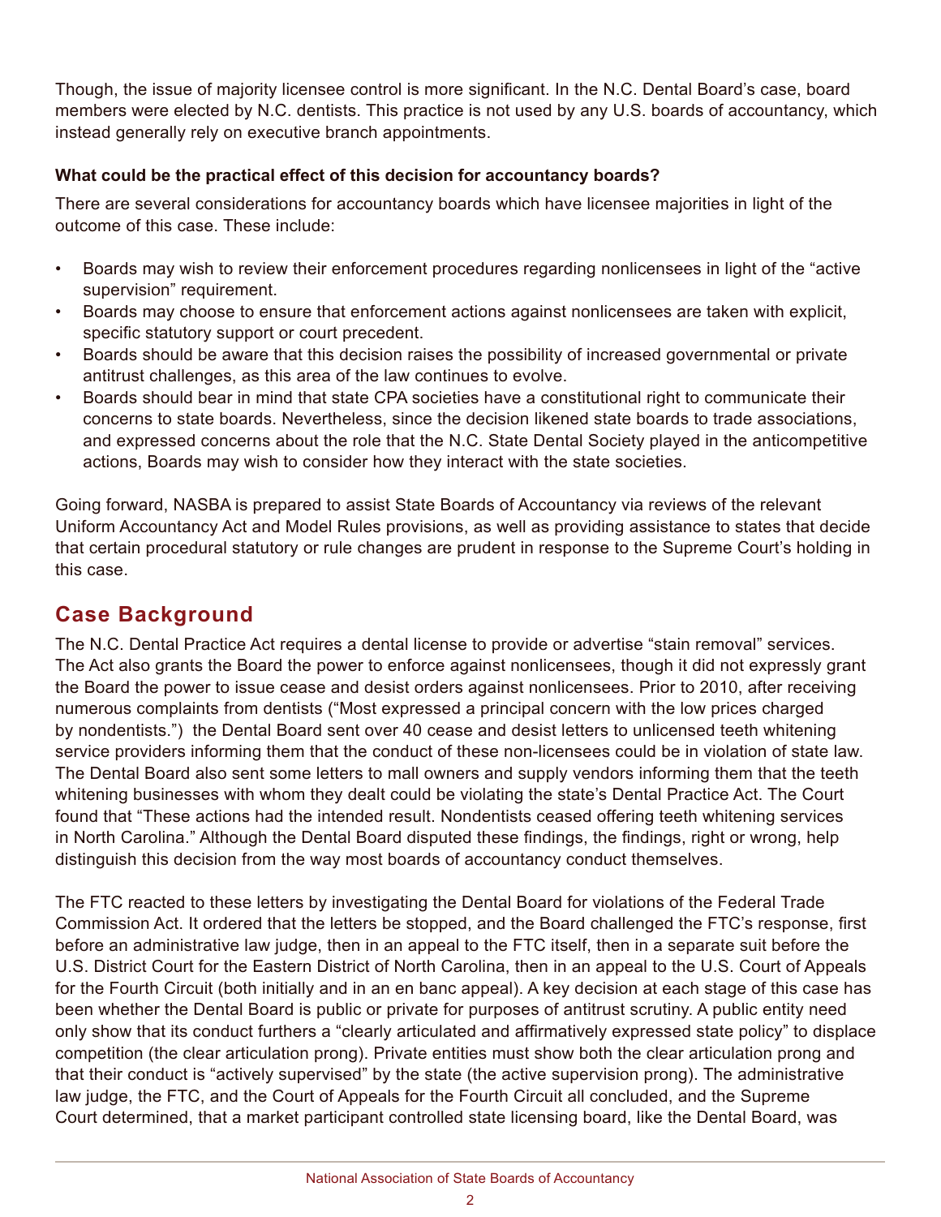Though, the issue of majority licensee control is more significant. In the N.C. Dental Board's case, board members were elected by N.C. dentists. This practice is not used by any U.S. boards of accountancy, which instead generally rely on executive branch appointments.

**What could be the practical effect of this decision for accountancy boards?**

There are several considerations for accountancy boards which have licensee majorities in light of the outcome of this case. These include:

- Boards may wish to review their enforcement procedures regarding nonlicensees in light of the "active supervision" requirement.
- Boards may choose to ensure that enforcement actions against nonlicensees are taken with explicit, specific statutory support or court precedent.
- Boards should be aware that this decision raises the possibility of increased governmental or private antitrust challenges, as this area of the law continues to evolve.
- Boards should bear in mind that state CPA societies have a constitutional right to communicate their concerns to state boards. Nevertheless, since the decision likened state boards to trade associations, and expressed concerns about the role that the N.C. State Dental Society played in the anticompetitive actions, Boards may wish to consider how they interact with the state societies.

Going forward, NASBA is prepared to assist State Boards of Accountancy via reviews of the relevant Uniform Accountancy Act and Model Rules provisions, as well as providing assistance to states that decide that certain procedural statutory or rule changes are prudent in response to the Supreme Court's holding in this case.

## Case Background

The N.C. Dental Practice Act requires a dental license to provide or advertise "stain removal" services. The Act also grants the Board the power to enforce against nonlicensees, though it did not expressly grant the Board the power to issue cease and desist orders against nonlicensees. Prior to 2010, after receiving numerous complaints from dentists ("Most expressed a principal concern with the low prices charged by nondentists.") the Dental Board sent over 40 cease and desist letters to unlicensed teeth whitening service providers informing them that the conduct of these non-licensees could be in violation of state law. The Dental Board also sent some letters to mall owners and supply vendors informing them that the teeth whitening businesses with whom they dealt could be violating the state's Dental Practice Act. The Court found that "These actions had the intended result. Nondentists ceased offering teeth whitening services in North Carolina." Although the Dental Board disputed these findings, the findings, right or wrong, help distinguish this decision from the way most boards of accountancy conduct themselves.

The FTC reacted to these letters by investigating the Dental Board for violations of the Federal Trade Commission Act. It ordered that the letters be stopped, and the Board challenged the FTC's response, first before an administrative law judge, then in an appeal to the FTC itself, then in a separate suit before the U.S. District Court for the Eastern District of North Carolina, then in an appeal to the U.S. Court of Appeals for the Fourth Circuit (both initially and in an en banc appeal). A key decision at each stage of this case has been whether the Dental Board is public or private for purposes of antitrust scrutiny. A public entity need only show that its conduct furthers a "clearly articulated and affirmatively expressed state policy" to displace competition (the clear articulation prong). Private entities must show both the clear articulation prong and that their conduct is "actively supervised" by the state (the active supervision prong). The administrative law judge, the FTC, and the Court of Appeals for the Fourth Circuit all concluded, and the Supreme Court determined, that a market participant controlled state licensing board, like the Dental Board, was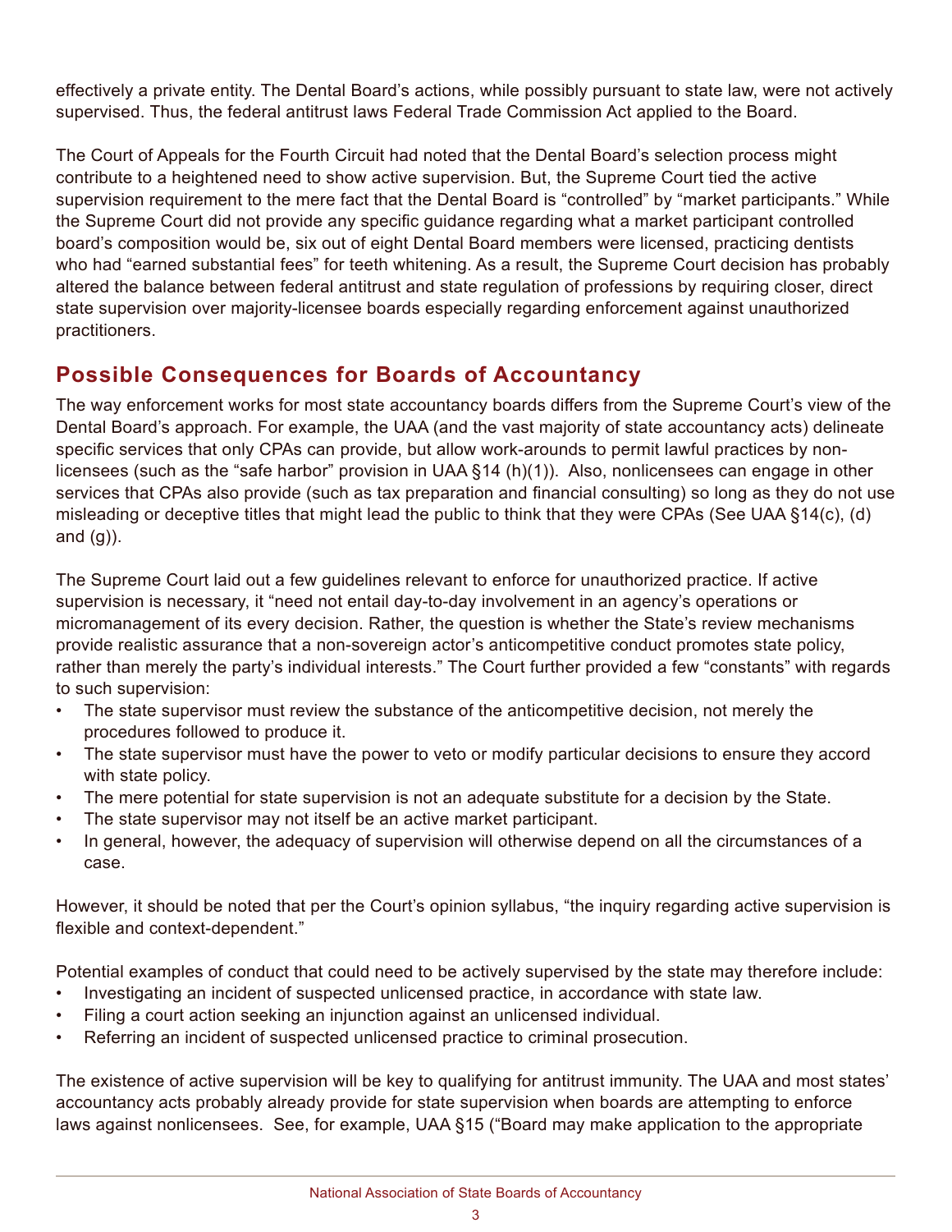effectively a private entity. The Dental Board's actions, while possibly pursuant to state law, were not actively supervised. Thus, the federal antitrust laws Federal Trade Commission Act applied to the Board.

The Court of Appeals for the Fourth Circuit had noted that the Dental Board's selection process might contribute to a heightened need to show active supervision. But, the Supreme Court tied the active supervision requirement to the mere fact that the Dental Board is "controlled" by "market participants." While the Supreme Court did not provide any specific guidance regarding what a market participant controlled board's composition would be, six out of eight Dental Board members were licensed, practicing dentists who had "earned substantial fees" for teeth whitening. As a result, the Supreme Court decision has probably altered the balance between federal antitrust and state regulation of professions by requiring closer, direct state supervision over majority-licensee boards especially regarding enforcement against unauthorized practitioners.

## Possible Consequences for Boards of Accountancy

The way enforcement works for most state accountancy boards differs from the Supreme Court's view of the Dental Board's approach. For example, the UAA (and the vast majority of state accountancy acts) delineate specific services that only CPAs can provide, but allow work-arounds to permit lawful practices by non-licensees (such as the "safe harbor" provision in UAA §14 (h)(1)). Also, nonlicensees can engage in other services that CPAs also provide (such as tax preparation and financial consulting) so long as they do not use misleading or deceptive titles that might lead the public to think that they were CPAs (See UAA §14(c), (d) and (g)).

The Supreme Court laid out a few guidelines relevant to enforce for unauthorized practice. If active supervision is necessary, it "need not entail day-to-day involvement in an agency's operations or micromanagement of its every decision. Rather, the question is whether the State's review mechanisms provide realistic assurance that a non-sovereign actor's anticompetitive conduct promotes state policy, rather than merely the party's individual interests." The Court further provided a few "constants" with regards to such supervision:

- The state supervisor must review the substance of the anticompetitive decision, not merely the procedures followed to produce it.
- The state supervisor must have the power to veto or modify particular decisions to ensure they accord with state policy.
- The mere potential for state supervision is not an adequate substitute for a decision by the State.
- The state supervisor may not itself be an active market participant.
- In general, however, the adequacy of supervision will otherwise depend on all the circumstances of a case.

However, it should be noted that per the Court's opinion syllabus, "the inquiry regarding active supervision is flexible and context-dependent."

Potential examples of conduct that could need to be actively supervised by the state may therefore include:

- Investigating an incident of suspected unlicensed practice, in accordance with state law.
- Filing a court action seeking an injunction against an unlicensed individual.
- Referring an incident of suspected unlicensed practice to criminal prosecution.

The existence of active supervision will be key to qualifying for antitrust immunity. The UAA and most states' accountancy acts probably already provide for state supervision when boards are attempting to enforce laws against nonlicensees. See, for example, UAA §15 ("Board may make application to the appropriate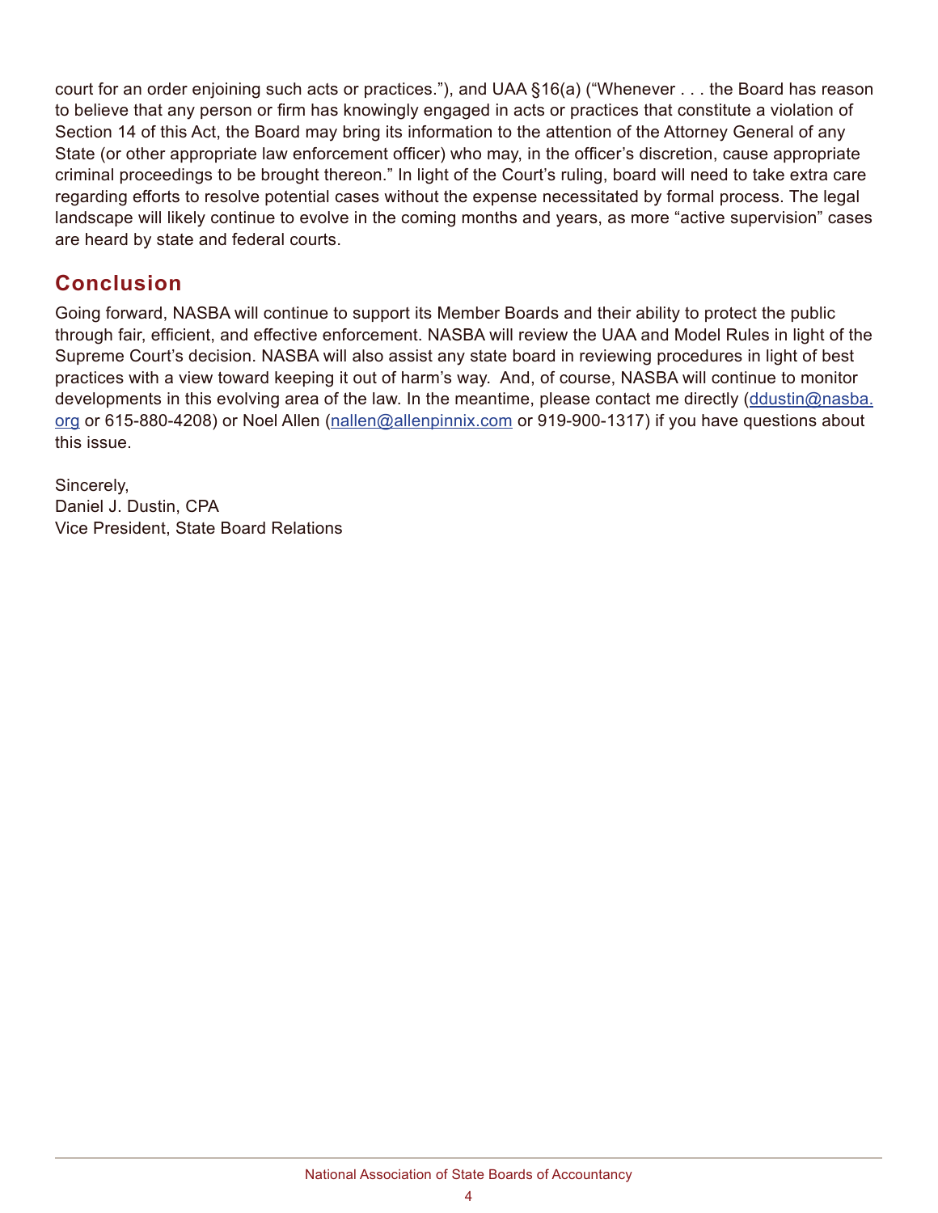court for an order enjoining such acts or practices."), and UAA §16(a) ("Whenever . . . the Board has reason to believe that any person or firm has knowingly engaged in acts or practices that constitute a violation of Section 14 of this Act, the Board may bring its information to the attention of the Attorney General of any State (or other appropriate law enforcement officer) who may, in the officer's discretion, cause appropriate criminal proceedings to be brought thereon." In light of the Court's ruling, board will need to take extra care regarding efforts to resolve potential cases without the expense necessitated by formal process. The legal landscape will likely continue to evolve in the coming months and years, as more "active supervision" cases are heard by state and federal courts.

## Conclusion

Going forward, NASBA will continue to support its Member Boards and their ability to protect the public through fair, efficient, and effective enforcement. NASBA will review the UAA and Model Rules in light of the Supreme Court's decision. NASBA will also assist any state board in reviewing procedures in light of best practices with a view toward keeping it out of harm's way. And, of course, NASBA will continue to monitor developments in this evolving area of the law. In the meantime, please contact me directly (ddustin@nasba.org or 615-880-4208) or Noel Allen (nallen@allenpinnix.com or 919-900-1317) if you have questions about this issue.

Sincerely,
Daniel J. Dustin, CPA
Vice President, State Board Relations